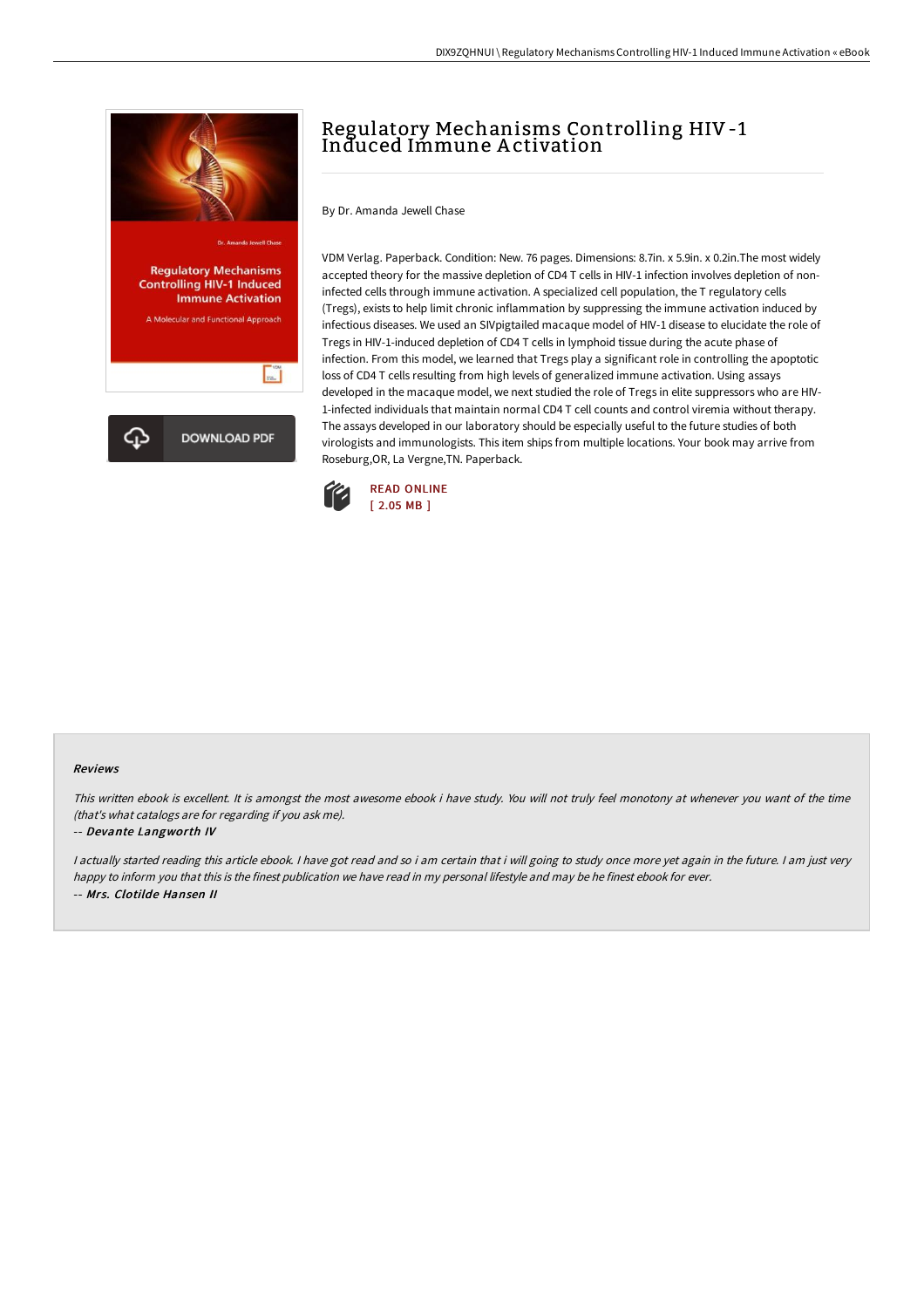# Regulatory Mechanisms Controlling HIV-1 Induced Immune Activation

By Dr. Amanda Jewell Chase

VDM Verlag. Paperback. Condition: New. 76 pages. Dimensions: 8.7in. x 5.9in. x 0.2in.The most widely accepted theory for the massive depletion of CD4 T cells in HIV-1 infection involves depletion of non-infected cells through immune activation. A specialized cell population, the T regulatory cells (Tregs), exists to help limit chronic inflammation by suppressing the immune activation induced by infectious diseases. We used an SIVpigtailed macaque model of HIV-1 disease to elucidate the role of Tregs in HIV-1-induced depletion of CD4 T cells in lymphoid tissue during the acute phase of infection. From this model, we learned that Tregs play a significant role in controlling the apoptotic loss of CD4 T cells resulting from high levels of generalized immune activation. Using assays developed in the macaque model, we next studied the role of Tregs in elite suppressors who are HIV-1-infected individuals that maintain normal CD4 T cell counts and control viremia without therapy. The assays developed in our laboratory should be especially useful to the future studies of both virologists and immunologists. This item ships from multiple locations. Your book may arrive from Roseburg,OR, La Vergne,TN. Paperback.

READ ONLINE
[ 2.05 MB ]

DOWNLOAD PDF

### Reviews

*This written ebook is excellent. It is amongst the most awesome ebook i have study. You will not truly feel monotony at whenever you want of the time (that's what catalogs are for regarding if you ask me).*

-- ***Devante Langworth IV***

*I actually started reading this article ebook. I have got read and so i am certain that i will going to study once more yet again in the future. I am just very happy to inform you that this is the finest publication we have read in my personal lifestyle and may be he finest ebook for ever.*

-- ***Mrs. Clotilde Hansen II***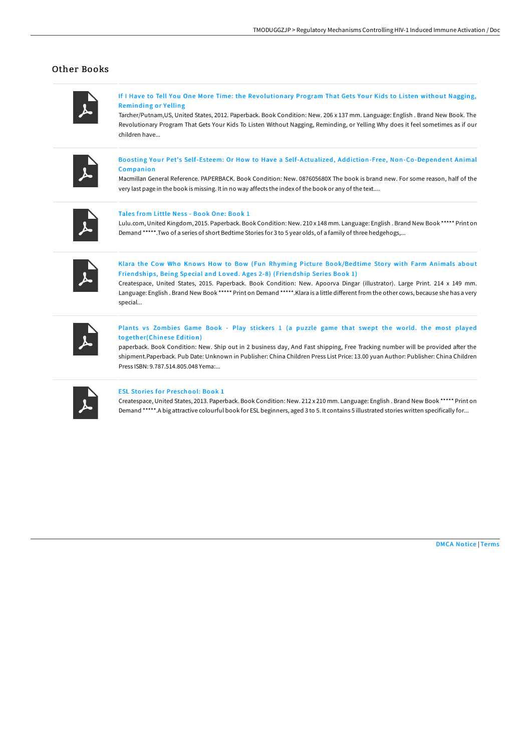## Other Books

**If I Have to Tell You One More Time: the Revolutionary Program That Gets Your Kids to Listen without Nagging, Reminding or Yelling**

Tarcher/Putnam,US, United States, 2012. Paperback. Book Condition: New. 206 x 137 mm. Language: English . Brand New Book. The Revolutionary Program That Gets Your Kids To Listen Without Nagging, Reminding, or Yelling Why does it feel sometimes as if our children have...

**Boosting Your Pet's Self-Esteem: Or How to Have a Self-Actualized, Addiction-Free, Non-Co-Dependent Animal Companion**

Macmillan General Reference. PAPERBACK. Book Condition: New. 087605680X The book is brand new. For some reason, half of the very last page in the book is missing. It in no way affects the index of the book or any of the text....

**Tales from Little Ness - Book One: Book 1**

Lulu.com, United Kingdom, 2015. Paperback. Book Condition: New. 210 x 148 mm. Language: English . Brand New Book ***** Print on Demand *****.Two of a series of short Bedtime Stories for 3 to 5 year olds, of a family of three hedgehogs,...

**Klara the Cow Who Knows How to Bow (Fun Rhyming Picture Book/Bedtime Story with Farm Animals about Friendships, Being Special and Loved. Ages 2-8) (Friendship Series Book 1)**

Createspace, United States, 2015. Paperback. Book Condition: New. Apoorva Dingar (illustrator). Large Print. 214 x 149 mm. Language: English . Brand New Book ***** Print on Demand *****.Klara is a little different from the other cows, because she has a very special...

**Plants vs Zombies Game Book - Play stickers 1 (a puzzle game that swept the world. the most played together(Chinese Edition)**

paperback. Book Condition: New. Ship out in 2 business day, And Fast shipping, Free Tracking number will be provided after the shipment.Paperback. Pub Date: Unknown in Publisher: China Children Press List Price: 13.00 yuan Author: Publisher: China Children Press ISBN: 9.787.514.805.048 Yema:...

**ESL Stories for Preschool: Book 1**

Createspace, United States, 2013. Paperback. Book Condition: New. 212 x 210 mm. Language: English . Brand New Book ***** Print on Demand *****.A big attractive colourful book for ESL beginners, aged 3 to 5. It contains 5 illustrated stories written specifically for...